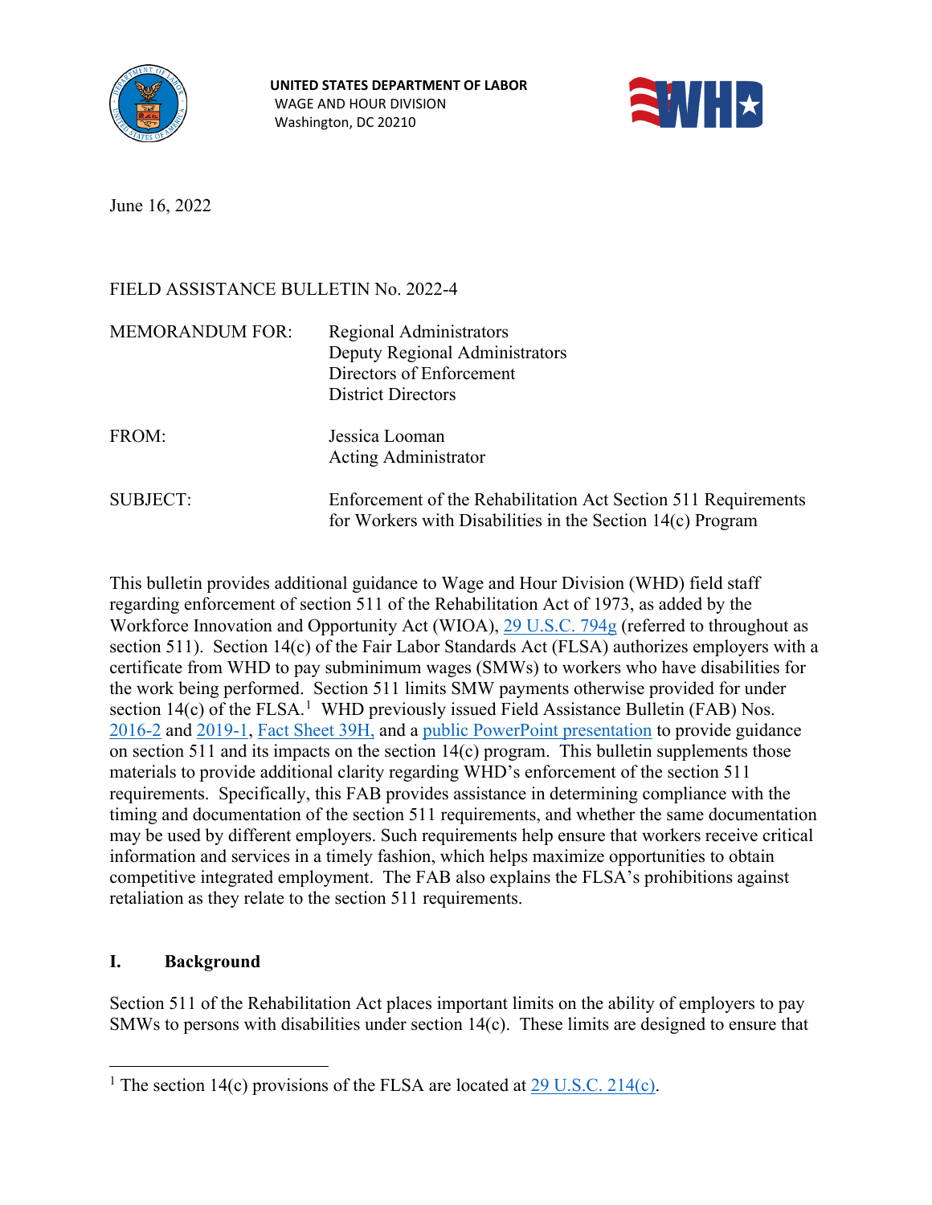**UNITED STATES DEPARTMENT OF LABOR**
WAGE AND HOUR DIVISION
Washington, DC 20210

June 16, 2022

FIELD ASSISTANCE BULLETIN No. 2022-4

| | |
|---|---|
| MEMORANDUM FOR: | Regional Administrators<br>Deputy Regional Administrators<br>Directors of Enforcement<br>District Directors |
| FROM: | Jessica Looman<br>Acting Administrator |
| SUBJECT: | Enforcement of the Rehabilitation Act Section 511 Requirements for Workers with Disabilities in the Section 14(c) Program |

This bulletin provides additional guidance to Wage and Hour Division (WHD) field staff regarding enforcement of section 511 of the Rehabilitation Act of 1973, as added by the Workforce Innovation and Opportunity Act (WIOA), 29 U.S.C. 794g (referred to throughout as section 511). Section 14(c) of the Fair Labor Standards Act (FLSA) authorizes employers with a certificate from WHD to pay subminimum wages (SMWs) to workers who have disabilities for the work being performed. Section 511 limits SMW payments otherwise provided for under section 14(c) of the FLSA.[1] WHD previously issued Field Assistance Bulletin (FAB) Nos. 2016-2 and 2019-1, Fact Sheet 39H, and a public PowerPoint presentation to provide guidance on section 511 and its impacts on the section 14(c) program. This bulletin supplements those materials to provide additional clarity regarding WHD's enforcement of the section 511 requirements. Specifically, this FAB provides assistance in determining compliance with the timing and documentation of the section 511 requirements, and whether the same documentation may be used by different employers. Such requirements help ensure that workers receive critical information and services in a timely fashion, which helps maximize opportunities to obtain competitive integrated employment. The FAB also explains the FLSA's prohibitions against retaliation as they relate to the section 511 requirements.

## I. Background

Section 511 of the Rehabilitation Act places important limits on the ability of employers to pay SMWs to persons with disabilities under section 14(c). These limits are designed to ensure that

[1] The section 14(c) provisions of the FLSA are located at 29 U.S.C. 214(c).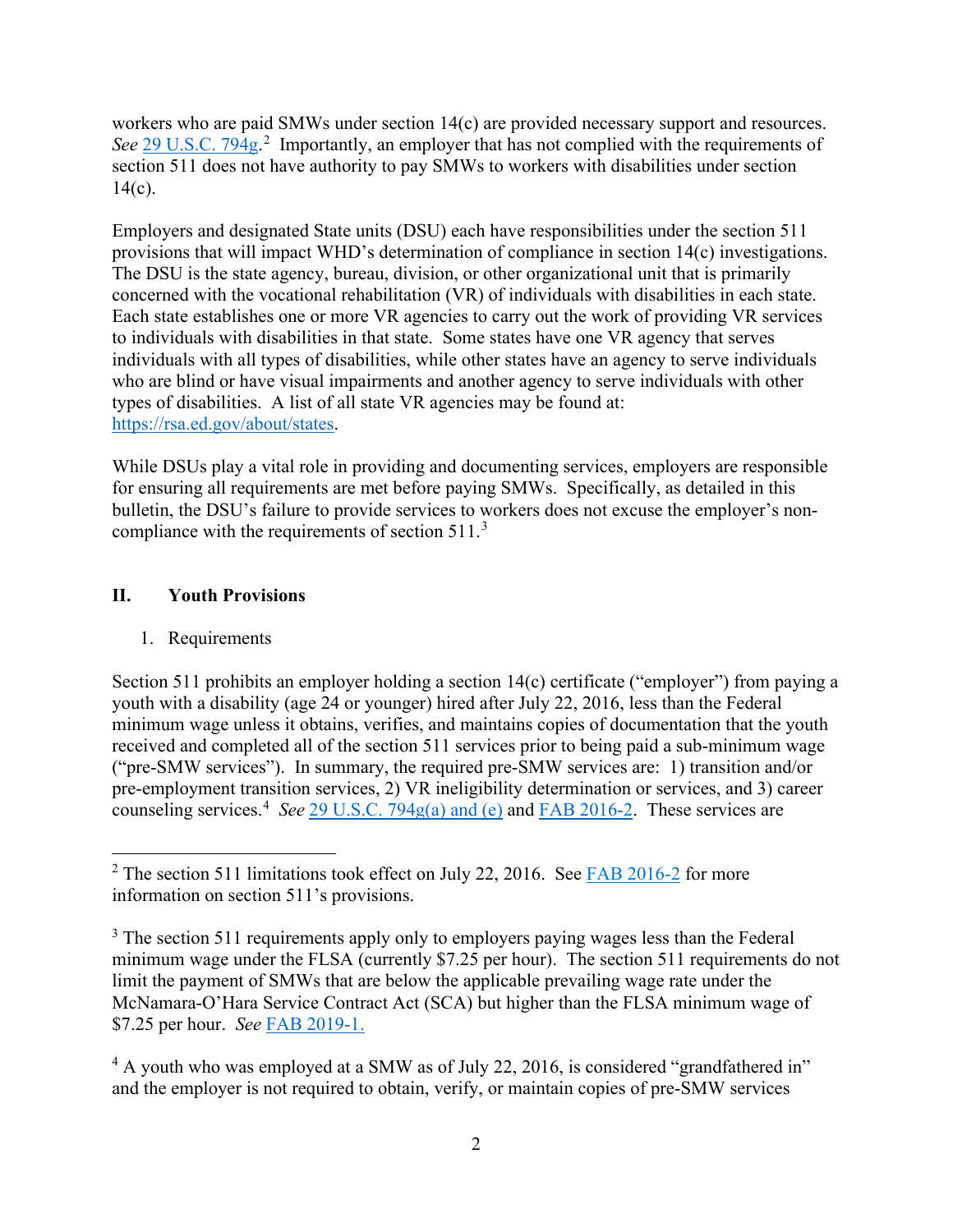workers who are paid SMWs under section 14(c) are provided necessary support and resources. *See* [29 U.S.C. 794g](https://www.law.cornell.edu/uscode/text/29/794g).[2] Importantly, an employer that has not complied with the requirements of section 511 does not have authority to pay SMWs to workers with disabilities under section 14(c).

Employers and designated State units (DSU) each have responsibilities under the section 511 provisions that will impact WHD's determination of compliance in section 14(c) investigations. The DSU is the state agency, bureau, division, or other organizational unit that is primarily concerned with the vocational rehabilitation (VR) of individuals with disabilities in each state. Each state establishes one or more VR agencies to carry out the work of providing VR services to individuals with disabilities in that state. Some states have one VR agency that serves individuals with all types of disabilities, while other states have an agency to serve individuals who are blind or have visual impairments and another agency to serve individuals with other types of disabilities. A list of all state VR agencies may be found at: https://rsa.ed.gov/about/states.

While DSUs play a vital role in providing and documenting services, employers are responsible for ensuring all requirements are met before paying SMWs. Specifically, as detailed in this bulletin, the DSU's failure to provide services to workers does not excuse the employer's non-compliance with the requirements of section 511.[3]

## II. Youth Provisions

1. Requirements

Section 511 prohibits an employer holding a section 14(c) certificate ("employer") from paying a youth with a disability (age 24 or younger) hired after July 22, 2016, less than the Federal minimum wage unless it obtains, verifies, and maintains copies of documentation that the youth received and completed all of the section 511 services prior to being paid a sub-minimum wage ("pre-SMW services"). In summary, the required pre-SMW services are: 1) transition and/or pre-employment transition services, 2) VR ineligibility determination or services, and 3) career counseling services.[4] *See* 29 U.S.C. 794g(a) and (e) and FAB 2016-2. These services are

---

[2] The section 511 limitations took effect on July 22, 2016. See FAB 2016-2 for more information on section 511's provisions.

[3] The section 511 requirements apply only to employers paying wages less than the Federal minimum wage under the FLSA (currently $7.25 per hour). The section 511 requirements do not limit the payment of SMWs that are below the applicable prevailing wage rate under the McNamara-O'Hara Service Contract Act (SCA) but higher than the FLSA minimum wage of $7.25 per hour. *See* FAB 2019-1.

[4] A youth who was employed at a SMW as of July 22, 2016, is considered "grandfathered in" and the employer is not required to obtain, verify, or maintain copies of pre-SMW services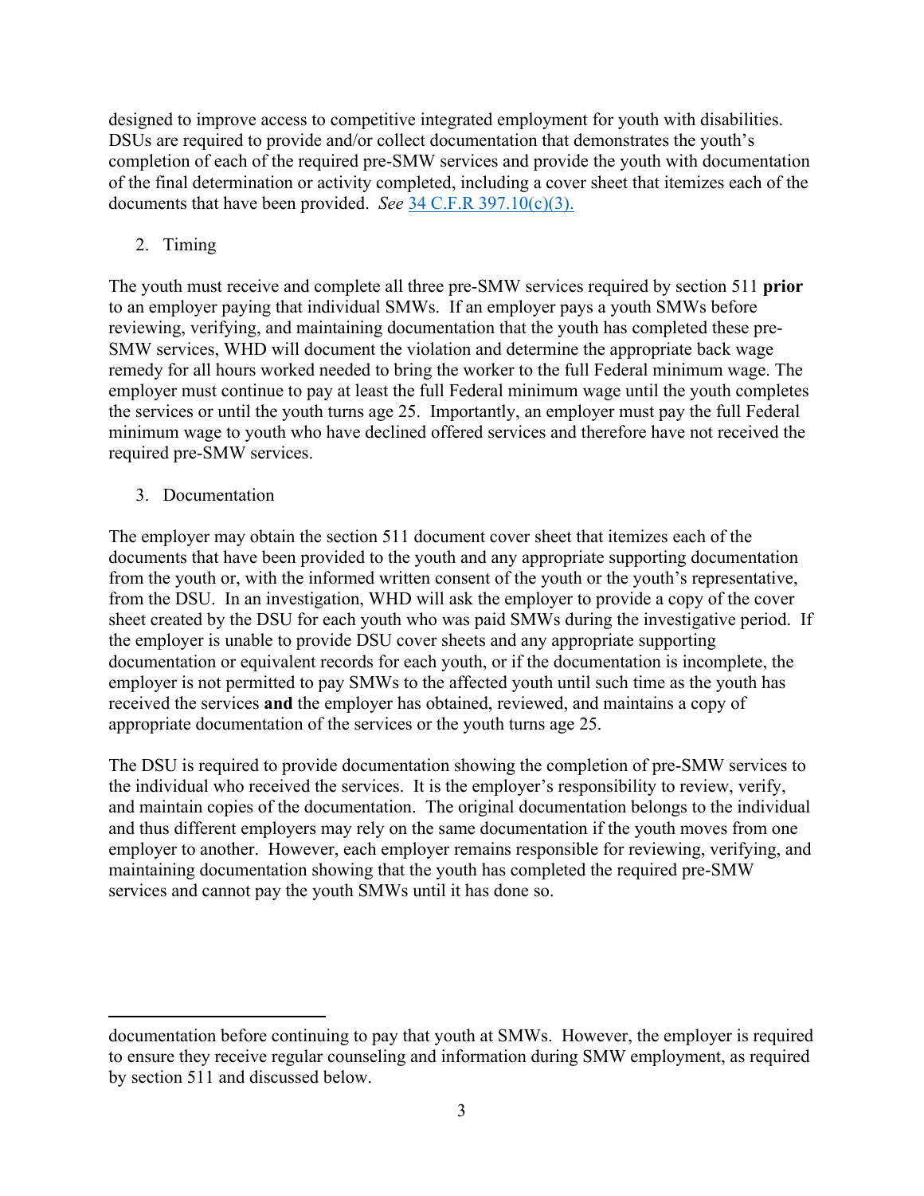designed to improve access to competitive integrated employment for youth with disabilities. DSUs are required to provide and/or collect documentation that demonstrates the youth's completion of each of the required pre-SMW services and provide the youth with documentation of the final determination or activity completed, including a cover sheet that itemizes each of the documents that have been provided. *See* [34 C.F.R 397.10(c)(3).]

2. Timing

The youth must receive and complete all three pre-SMW services required by section 511 **prior** to an employer paying that individual SMWs. If an employer pays a youth SMWs before reviewing, verifying, and maintaining documentation that the youth has completed these pre-SMW services, WHD will document the violation and determine the appropriate back wage remedy for all hours worked needed to bring the worker to the full Federal minimum wage. The employer must continue to pay at least the full Federal minimum wage until the youth completes the services or until the youth turns age 25. Importantly, an employer must pay the full Federal minimum wage to youth who have declined offered services and therefore have not received the required pre-SMW services.

3. Documentation

The employer may obtain the section 511 document cover sheet that itemizes each of the documents that have been provided to the youth and any appropriate supporting documentation from the youth or, with the informed written consent of the youth or the youth's representative, from the DSU. In an investigation, WHD will ask the employer to provide a copy of the cover sheet created by the DSU for each youth who was paid SMWs during the investigative period. If the employer is unable to provide DSU cover sheets and any appropriate supporting documentation or equivalent records for each youth, or if the documentation is incomplete, the employer is not permitted to pay SMWs to the affected youth until such time as the youth has received the services **and** the employer has obtained, reviewed, and maintains a copy of appropriate documentation of the services or the youth turns age 25.

The DSU is required to provide documentation showing the completion of pre-SMW services to the individual who received the services. It is the employer's responsibility to review, verify, and maintain copies of the documentation. The original documentation belongs to the individual and thus different employers may rely on the same documentation if the youth moves from one employer to another. However, each employer remains responsible for reviewing, verifying, and maintaining documentation showing that the youth has completed the required pre-SMW services and cannot pay the youth SMWs until it has done so.

---

documentation before continuing to pay that youth at SMWs. However, the employer is required to ensure they receive regular counseling and information during SMW employment, as required by section 511 and discussed below.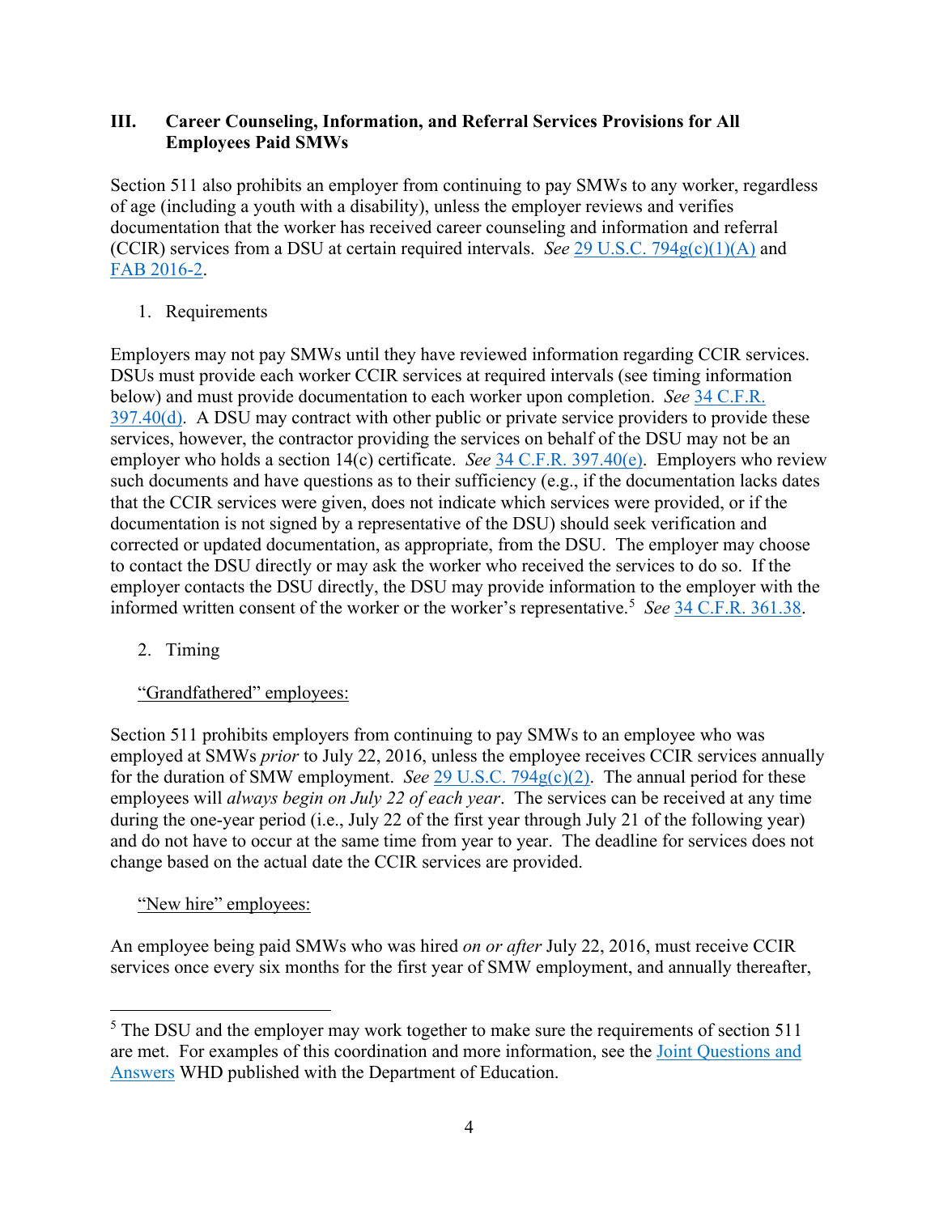## III. Career Counseling, Information, and Referral Services Provisions for All Employees Paid SMWs

Section 511 also prohibits an employer from continuing to pay SMWs to any worker, regardless of age (including a youth with a disability), unless the employer reviews and verifies documentation that the worker has received career counseling and information and referral (CCIR) services from a DSU at certain required intervals. *See* 29 U.S.C. 794g(c)(1)(A) and FAB 2016-2.

1. Requirements

Employers may not pay SMWs until they have reviewed information regarding CCIR services. DSUs must provide each worker CCIR services at required intervals (see timing information below) and must provide documentation to each worker upon completion. *See* 34 C.F.R. 397.40(d). A DSU may contract with other public or private service providers to provide these services, however, the contractor providing the services on behalf of the DSU may not be an employer who holds a section 14(c) certificate. *See* 34 C.F.R. 397.40(e). Employers who review such documents and have questions as to their sufficiency (e.g., if the documentation lacks dates that the CCIR services were given, does not indicate which services were provided, or if the documentation is not signed by a representative of the DSU) should seek verification and corrected or updated documentation, as appropriate, from the DSU. The employer may choose to contact the DSU directly or may ask the worker who received the services to do so. If the employer contacts the DSU directly, the DSU may provide information to the employer with the informed written consent of the worker or the worker's representative.[5] *See* 34 C.F.R. 361.38.

2. Timing

<u>"Grandfathered" employees:</u>

Section 511 prohibits employers from continuing to pay SMWs to an employee who was employed at SMWs *prior* to July 22, 2016, unless the employee receives CCIR services annually for the duration of SMW employment. *See* 29 U.S.C. 794g(c)(2). The annual period for these employees will *always begin on July 22 of each year*. The services can be received at any time during the one-year period (i.e., July 22 of the first year through July 21 of the following year) and do not have to occur at the same time from year to year. The deadline for services does not change based on the actual date the CCIR services are provided.

<u>"New hire" employees:</u>

An employee being paid SMWs who was hired *on or after* July 22, 2016, must receive CCIR services once every six months for the first year of SMW employment, and annually thereafter,

---

[5] The DSU and the employer may work together to make sure the requirements of section 511 are met. For examples of this coordination and more information, see the Joint Questions and Answers WHD published with the Department of Education.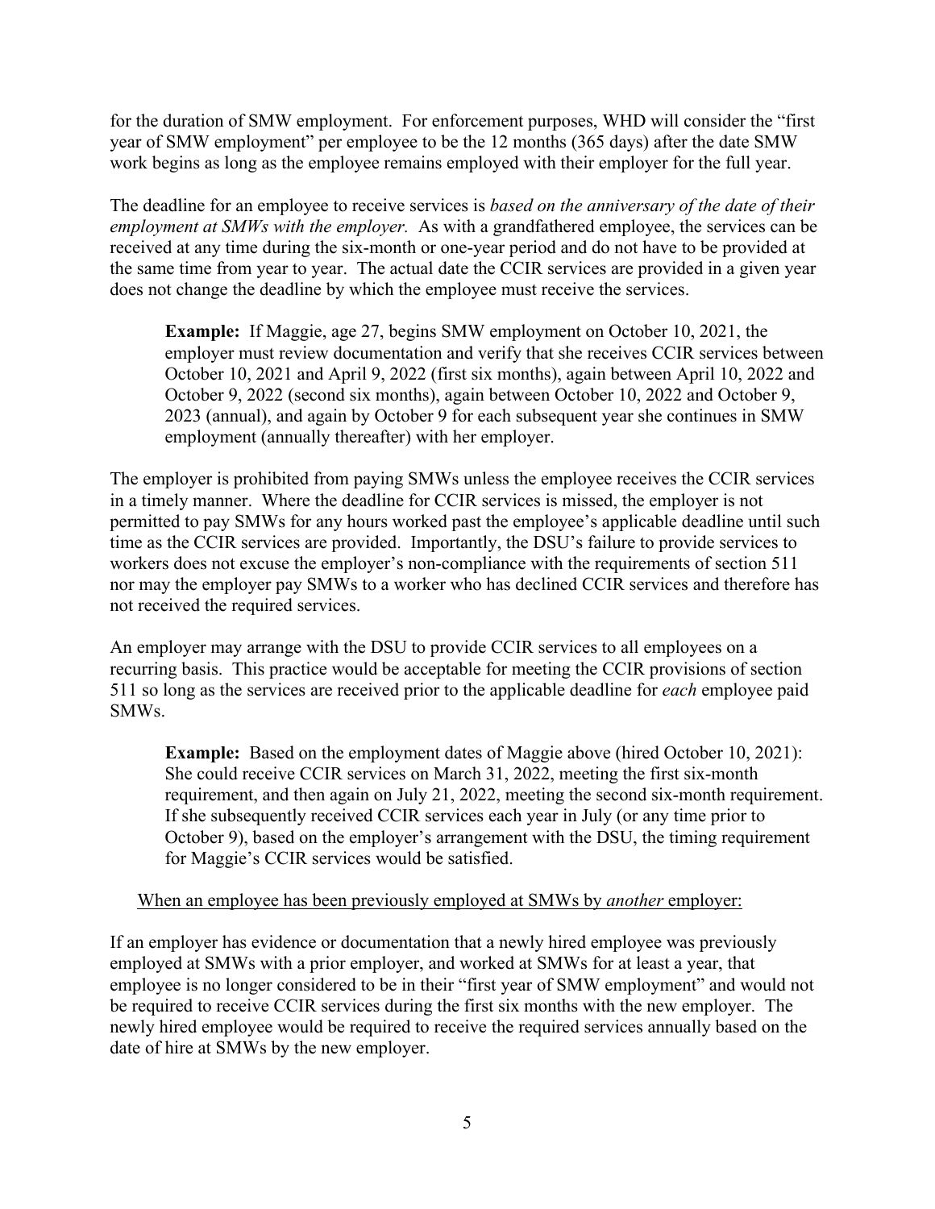for the duration of SMW employment. For enforcement purposes, WHD will consider the "first year of SMW employment" per employee to be the 12 months (365 days) after the date SMW work begins as long as the employee remains employed with their employer for the full year.

The deadline for an employee to receive services is *based on the anniversary of the date of their employment at SMWs with the employer.* As with a grandfathered employee, the services can be received at any time during the six-month or one-year period and do not have to be provided at the same time from year to year. The actual date the CCIR services are provided in a given year does not change the deadline by which the employee must receive the services.

> **Example:** If Maggie, age 27, begins SMW employment on October 10, 2021, the employer must review documentation and verify that she receives CCIR services between October 10, 2021 and April 9, 2022 (first six months), again between April 10, 2022 and October 9, 2022 (second six months), again between October 10, 2022 and October 9, 2023 (annual), and again by October 9 for each subsequent year she continues in SMW employment (annually thereafter) with her employer.

The employer is prohibited from paying SMWs unless the employee receives the CCIR services in a timely manner. Where the deadline for CCIR services is missed, the employer is not permitted to pay SMWs for any hours worked past the employee's applicable deadline until such time as the CCIR services are provided. Importantly, the DSU's failure to provide services to workers does not excuse the employer's non-compliance with the requirements of section 511 nor may the employer pay SMWs to a worker who has declined CCIR services and therefore has not received the required services.

An employer may arrange with the DSU to provide CCIR services to all employees on a recurring basis. This practice would be acceptable for meeting the CCIR provisions of section 511 so long as the services are received prior to the applicable deadline for *each* employee paid SMWs.

> **Example:** Based on the employment dates of Maggie above (hired October 10, 2021): She could receive CCIR services on March 31, 2022, meeting the first six-month requirement, and then again on July 21, 2022, meeting the second six-month requirement. If she subsequently received CCIR services each year in July (or any time prior to October 9), based on the employer's arrangement with the DSU, the timing requirement for Maggie's CCIR services would be satisfied.

When an employee has been previously employed at SMWs by *another* employer:

If an employer has evidence or documentation that a newly hired employee was previously employed at SMWs with a prior employer, and worked at SMWs for at least a year, that employee is no longer considered to be in their "first year of SMW employment" and would not be required to receive CCIR services during the first six months with the new employer. The newly hired employee would be required to receive the required services annually based on the date of hire at SMWs by the new employer.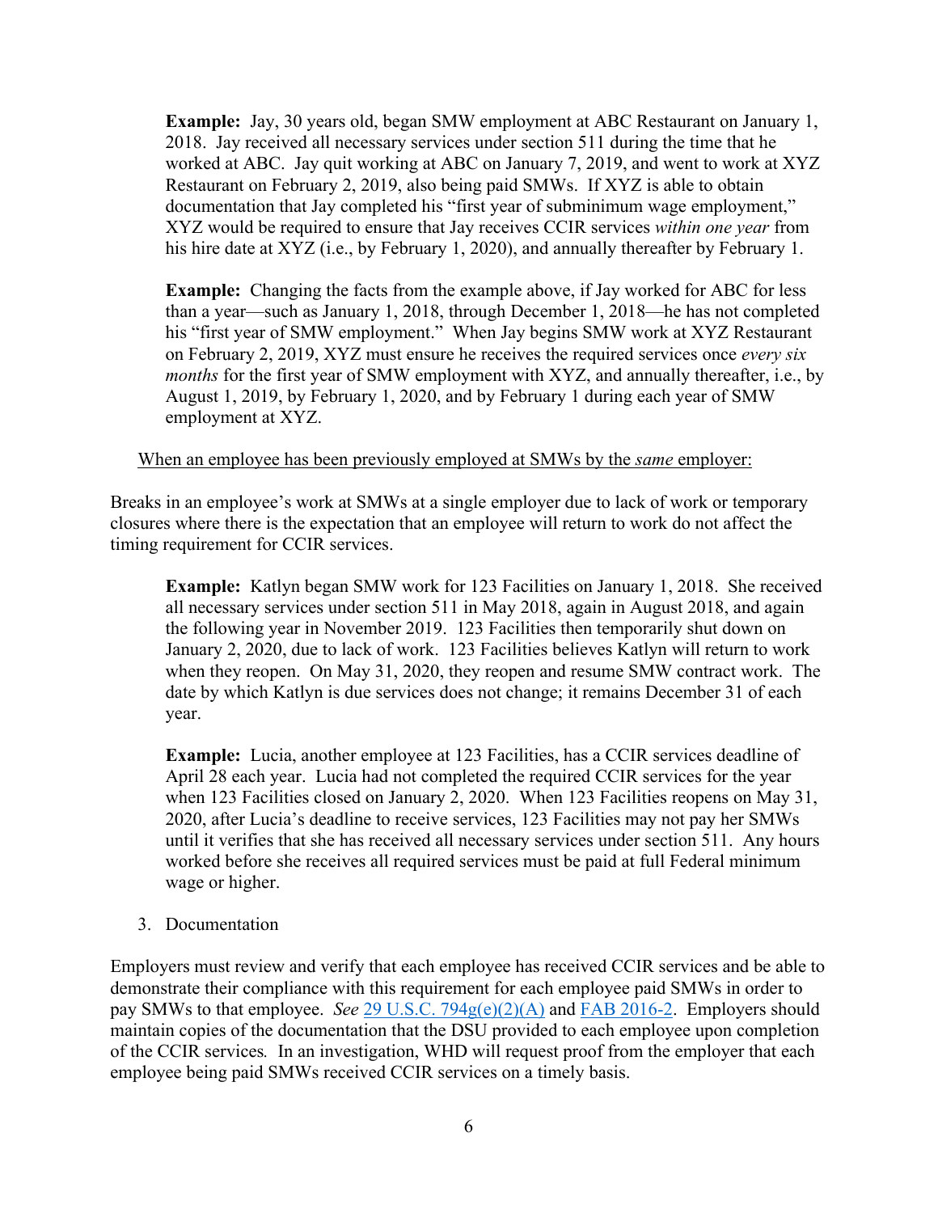**Example:** Jay, 30 years old, began SMW employment at ABC Restaurant on January 1, 2018. Jay received all necessary services under section 511 during the time that he worked at ABC. Jay quit working at ABC on January 7, 2019, and went to work at XYZ Restaurant on February 2, 2019, also being paid SMWs. If XYZ is able to obtain documentation that Jay completed his "first year of subminimum wage employment," XYZ would be required to ensure that Jay receives CCIR services *within one year* from his hire date at XYZ (i.e., by February 1, 2020), and annually thereafter by February 1.

**Example:** Changing the facts from the example above, if Jay worked for ABC for less than a year—such as January 1, 2018, through December 1, 2018—he has not completed his "first year of SMW employment." When Jay begins SMW work at XYZ Restaurant on February 2, 2019, XYZ must ensure he receives the required services once *every six months* for the first year of SMW employment with XYZ, and annually thereafter, i.e., by August 1, 2019, by February 1, 2020, and by February 1 during each year of SMW employment at XYZ.

When an employee has been previously employed at SMWs by the *same* employer:

Breaks in an employee's work at SMWs at a single employer due to lack of work or temporary closures where there is the expectation that an employee will return to work do not affect the timing requirement for CCIR services.

**Example:** Katlyn began SMW work for 123 Facilities on January 1, 2018. She received all necessary services under section 511 in May 2018, again in August 2018, and again the following year in November 2019. 123 Facilities then temporarily shut down on January 2, 2020, due to lack of work. 123 Facilities believes Katlyn will return to work when they reopen. On May 31, 2020, they reopen and resume SMW contract work. The date by which Katlyn is due services does not change; it remains December 31 of each year.

**Example:** Lucia, another employee at 123 Facilities, has a CCIR services deadline of April 28 each year. Lucia had not completed the required CCIR services for the year when 123 Facilities closed on January 2, 2020. When 123 Facilities reopens on May 31, 2020, after Lucia's deadline to receive services, 123 Facilities may not pay her SMWs until it verifies that she has received all necessary services under section 511. Any hours worked before she receives all required services must be paid at full Federal minimum wage or higher.

3. Documentation

Employers must review and verify that each employee has received CCIR services and be able to demonstrate their compliance with this requirement for each employee paid SMWs in order to pay SMWs to that employee. *See* 29 U.S.C. 794g(e)(2)(A) and FAB 2016-2. Employers should maintain copies of the documentation that the DSU provided to each employee upon completion of the CCIR services*.* In an investigation, WHD will request proof from the employer that each employee being paid SMWs received CCIR services on a timely basis.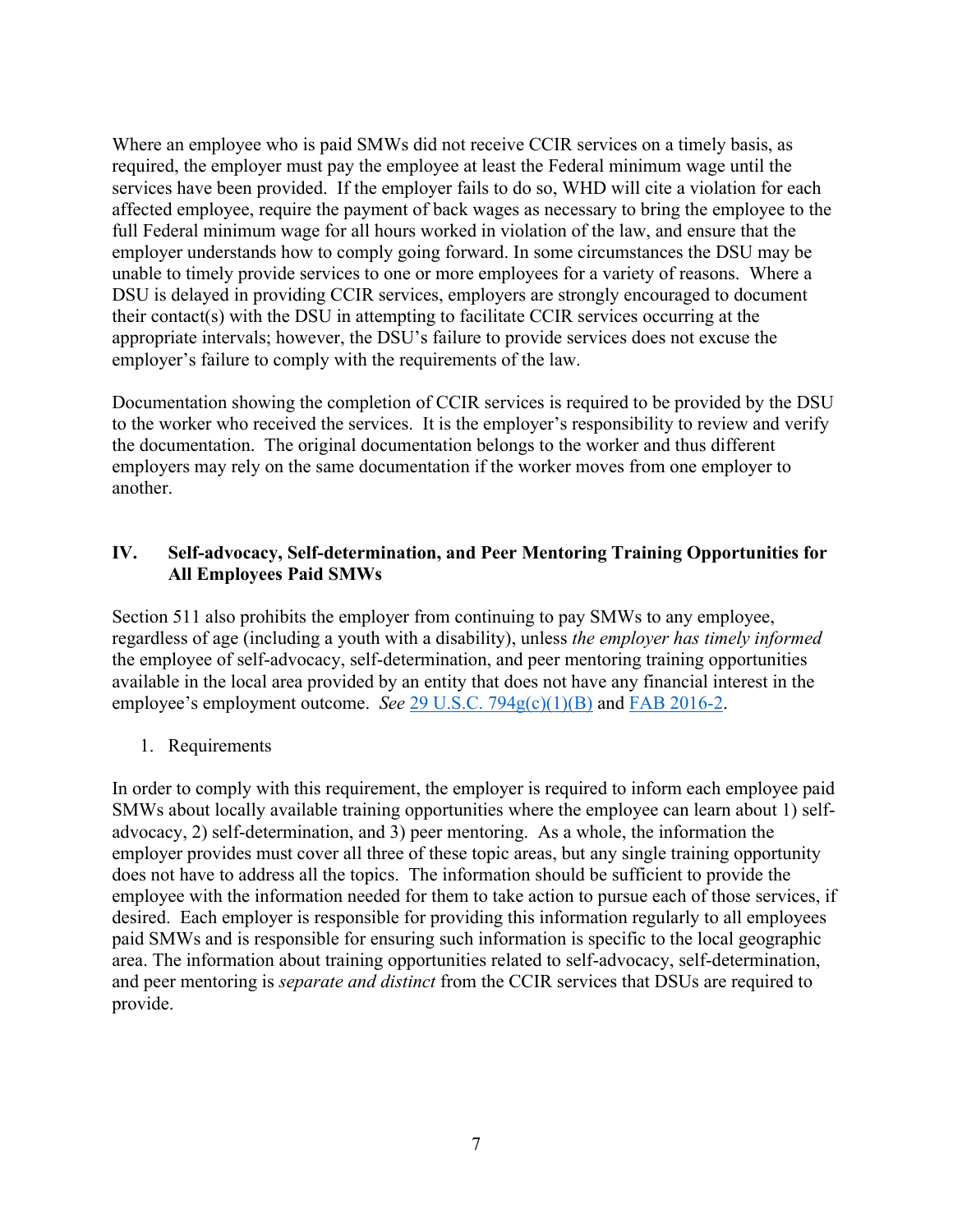Where an employee who is paid SMWs did not receive CCIR services on a timely basis, as required, the employer must pay the employee at least the Federal minimum wage until the services have been provided. If the employer fails to do so, WHD will cite a violation for each affected employee, require the payment of back wages as necessary to bring the employee to the full Federal minimum wage for all hours worked in violation of the law, and ensure that the employer understands how to comply going forward. In some circumstances the DSU may be unable to timely provide services to one or more employees for a variety of reasons. Where a DSU is delayed in providing CCIR services, employers are strongly encouraged to document their contact(s) with the DSU in attempting to facilitate CCIR services occurring at the appropriate intervals; however, the DSU's failure to provide services does not excuse the employer's failure to comply with the requirements of the law.

Documentation showing the completion of CCIR services is required to be provided by the DSU to the worker who received the services. It is the employer's responsibility to review and verify the documentation. The original documentation belongs to the worker and thus different employers may rely on the same documentation if the worker moves from one employer to another.

## IV. Self-advocacy, Self-determination, and Peer Mentoring Training Opportunities for All Employees Paid SMWs

Section 511 also prohibits the employer from continuing to pay SMWs to any employee, regardless of age (including a youth with a disability), unless *the employer has timely informed* the employee of self-advocacy, self-determination, and peer mentoring training opportunities available in the local area provided by an entity that does not have any financial interest in the employee's employment outcome. *See* [29 U.S.C. 794g(c)(1)(B)]() and [FAB 2016-2]().

1. Requirements

In order to comply with this requirement, the employer is required to inform each employee paid SMWs about locally available training opportunities where the employee can learn about 1) self-advocacy, 2) self-determination, and 3) peer mentoring. As a whole, the information the employer provides must cover all three of these topic areas, but any single training opportunity does not have to address all the topics. The information should be sufficient to provide the employee with the information needed for them to take action to pursue each of those services, if desired. Each employer is responsible for providing this information regularly to all employees paid SMWs and is responsible for ensuring such information is specific to the local geographic area. The information about training opportunities related to self-advocacy, self-determination, and peer mentoring is *separate and distinct* from the CCIR services that DSUs are required to provide.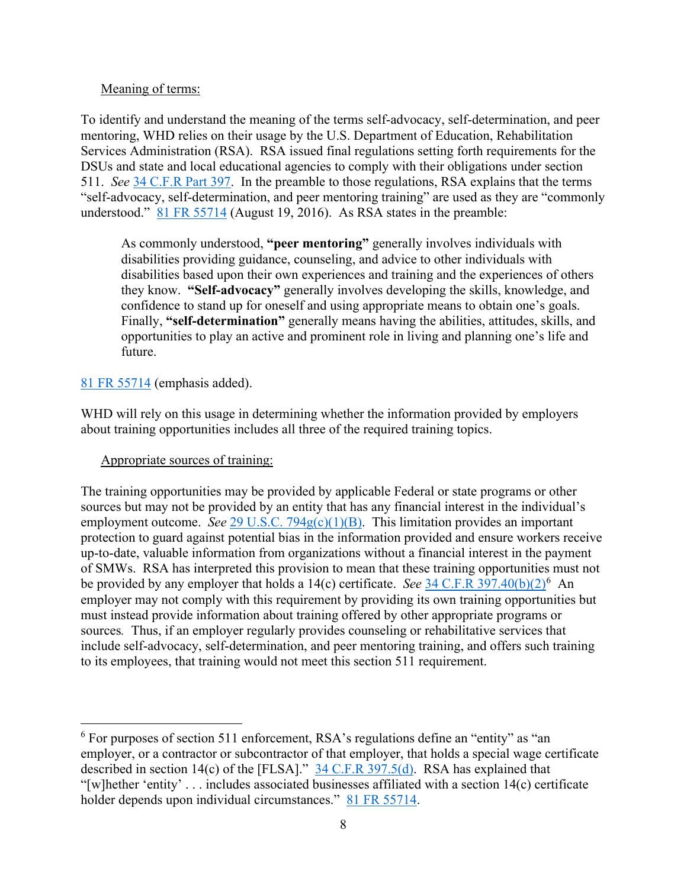Meaning of terms:

To identify and understand the meaning of the terms self-advocacy, self-determination, and peer mentoring, WHD relies on their usage by the U.S. Department of Education, Rehabilitation Services Administration (RSA). RSA issued final regulations setting forth requirements for the DSUs and state and local educational agencies to comply with their obligations under section 511. *See* 34 C.F.R Part 397. In the preamble to those regulations, RSA explains that the terms "self-advocacy, self-determination, and peer mentoring training" are used as they are "commonly understood." 81 FR 55714 (August 19, 2016). As RSA states in the preamble:

> As commonly understood, **"peer mentoring"** generally involves individuals with disabilities providing guidance, counseling, and advice to other individuals with disabilities based upon their own experiences and training and the experiences of others they know. **"Self-advocacy"** generally involves developing the skills, knowledge, and confidence to stand up for oneself and using appropriate means to obtain one's goals. Finally, **"self-determination"** generally means having the abilities, attitudes, skills, and opportunities to play an active and prominent role in living and planning one's life and future.

81 FR 55714 (emphasis added).

WHD will rely on this usage in determining whether the information provided by employers about training opportunities includes all three of the required training topics.

Appropriate sources of training:

The training opportunities may be provided by applicable Federal or state programs or other sources but may not be provided by an entity that has any financial interest in the individual's employment outcome. *See* 29 U.S.C. 794g(c)(1)(B). This limitation provides an important protection to guard against potential bias in the information provided and ensure workers receive up-to-date, valuable information from organizations without a financial interest in the payment of SMWs. RSA has interpreted this provision to mean that these training opportunities must not be provided by any employer that holds a 14(c) certificate. *See* 34 C.F.R 397.40(b)(2)[6] An employer may not comply with this requirement by providing its own training opportunities but must instead provide information about training offered by other appropriate programs or sources*.* Thus, if an employer regularly provides counseling or rehabilitative services that include self-advocacy, self-determination, and peer mentoring training, and offers such training to its employees, that training would not meet this section 511 requirement.

---

[6] For purposes of section 511 enforcement, RSA's regulations define an "entity" as "an employer, or a contractor or subcontractor of that employer, that holds a special wage certificate described in section 14(c) of the [FLSA]." 34 C.F.R 397.5(d). RSA has explained that "[w]hether 'entity' . . . includes associated businesses affiliated with a section 14(c) certificate holder depends upon individual circumstances." 81 FR 55714.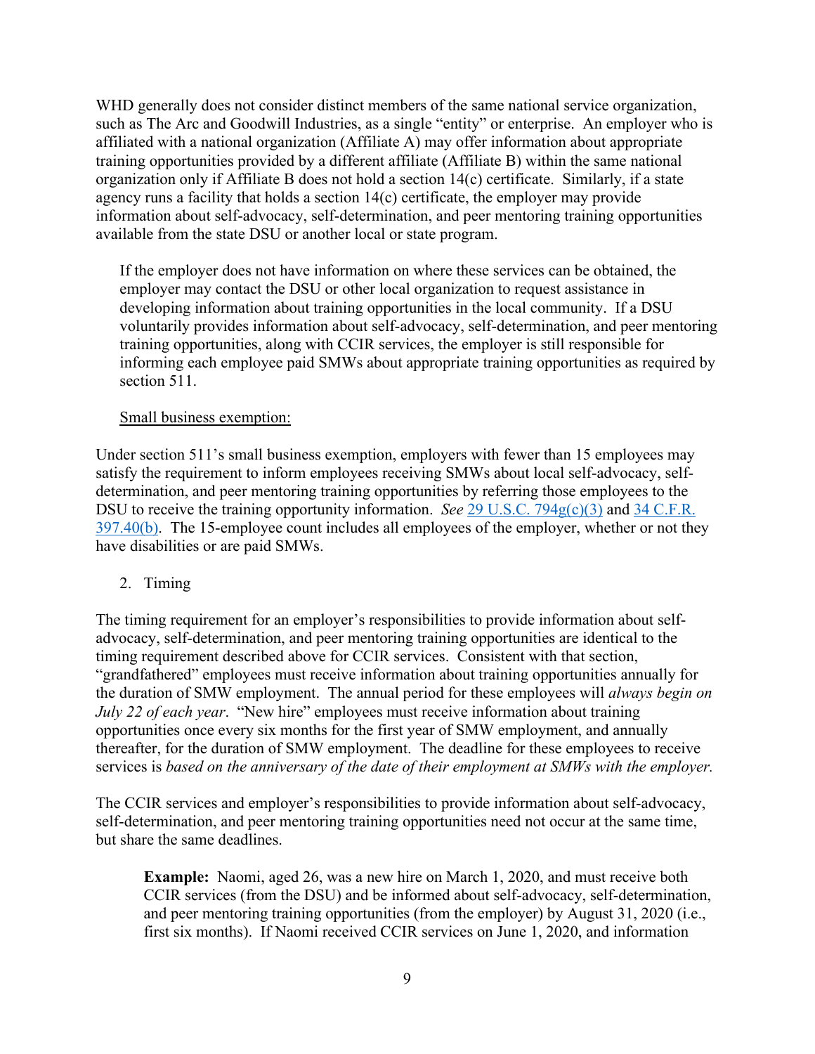WHD generally does not consider distinct members of the same national service organization, such as The Arc and Goodwill Industries, as a single "entity" or enterprise. An employer who is affiliated with a national organization (Affiliate A) may offer information about appropriate training opportunities provided by a different affiliate (Affiliate B) within the same national organization only if Affiliate B does not hold a section 14(c) certificate. Similarly, if a state agency runs a facility that holds a section 14(c) certificate, the employer may provide information about self-advocacy, self-determination, and peer mentoring training opportunities available from the state DSU or another local or state program.

> If the employer does not have information on where these services can be obtained, the employer may contact the DSU or other local organization to request assistance in developing information about training opportunities in the local community. If a DSU voluntarily provides information about self-advocacy, self-determination, and peer mentoring training opportunities, along with CCIR services, the employer is still responsible for informing each employee paid SMWs about appropriate training opportunities as required by section 511.
>
> Small business exemption:

Under section 511's small business exemption, employers with fewer than 15 employees may satisfy the requirement to inform employees receiving SMWs about local self-advocacy, self-determination, and peer mentoring training opportunities by referring those employees to the DSU to receive the training opportunity information. *See* [29 U.S.C. 794g(c)(3)]() and [34 C.F.R. 397.40(b)](). The 15-employee count includes all employees of the employer, whether or not they have disabilities or are paid SMWs.

2. Timing

The timing requirement for an employer's responsibilities to provide information about self-advocacy, self-determination, and peer mentoring training opportunities are identical to the timing requirement described above for CCIR services. Consistent with that section, "grandfathered" employees must receive information about training opportunities annually for the duration of SMW employment. The annual period for these employees will *always begin on July 22 of each year*. "New hire" employees must receive information about training opportunities once every six months for the first year of SMW employment, and annually thereafter, for the duration of SMW employment. The deadline for these employees to receive services is *based on the anniversary of the date of their employment at SMWs with the employer.*

The CCIR services and employer's responsibilities to provide information about self-advocacy, self-determination, and peer mentoring training opportunities need not occur at the same time, but share the same deadlines.

> **Example:** Naomi, aged 26, was a new hire on March 1, 2020, and must receive both CCIR services (from the DSU) and be informed about self-advocacy, self-determination, and peer mentoring training opportunities (from the employer) by August 31, 2020 (i.e., first six months). If Naomi received CCIR services on June 1, 2020, and information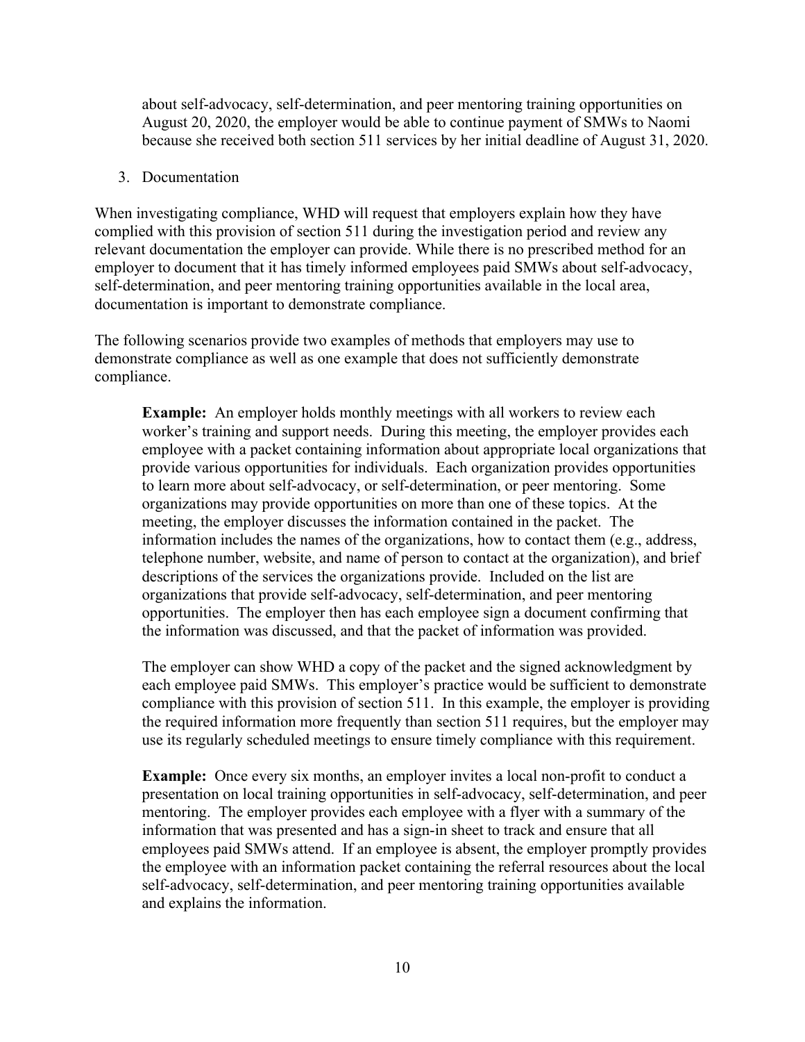about self-advocacy, self-determination, and peer mentoring training opportunities on August 20, 2020, the employer would be able to continue payment of SMWs to Naomi because she received both section 511 services by her initial deadline of August 31, 2020.

3. Documentation

When investigating compliance, WHD will request that employers explain how they have complied with this provision of section 511 during the investigation period and review any relevant documentation the employer can provide. While there is no prescribed method for an employer to document that it has timely informed employees paid SMWs about self-advocacy, self-determination, and peer mentoring training opportunities available in the local area, documentation is important to demonstrate compliance.

The following scenarios provide two examples of methods that employers may use to demonstrate compliance as well as one example that does not sufficiently demonstrate compliance.

> **Example:** An employer holds monthly meetings with all workers to review each worker's training and support needs. During this meeting, the employer provides each employee with a packet containing information about appropriate local organizations that provide various opportunities for individuals. Each organization provides opportunities to learn more about self-advocacy, or self-determination, or peer mentoring. Some organizations may provide opportunities on more than one of these topics. At the meeting, the employer discusses the information contained in the packet. The information includes the names of the organizations, how to contact them (e.g., address, telephone number, website, and name of person to contact at the organization), and brief descriptions of the services the organizations provide. Included on the list are organizations that provide self-advocacy, self-determination, and peer mentoring opportunities. The employer then has each employee sign a document confirming that the information was discussed, and that the packet of information was provided.
>
> The employer can show WHD a copy of the packet and the signed acknowledgment by each employee paid SMWs. This employer's practice would be sufficient to demonstrate compliance with this provision of section 511. In this example, the employer is providing the required information more frequently than section 511 requires, but the employer may use its regularly scheduled meetings to ensure timely compliance with this requirement.
>
> **Example:** Once every six months, an employer invites a local non-profit to conduct a presentation on local training opportunities in self-advocacy, self-determination, and peer mentoring. The employer provides each employee with a flyer with a summary of the information that was presented and has a sign-in sheet to track and ensure that all employees paid SMWs attend. If an employee is absent, the employer promptly provides the employee with an information packet containing the referral resources about the local self-advocacy, self-determination, and peer mentoring training opportunities available and explains the information.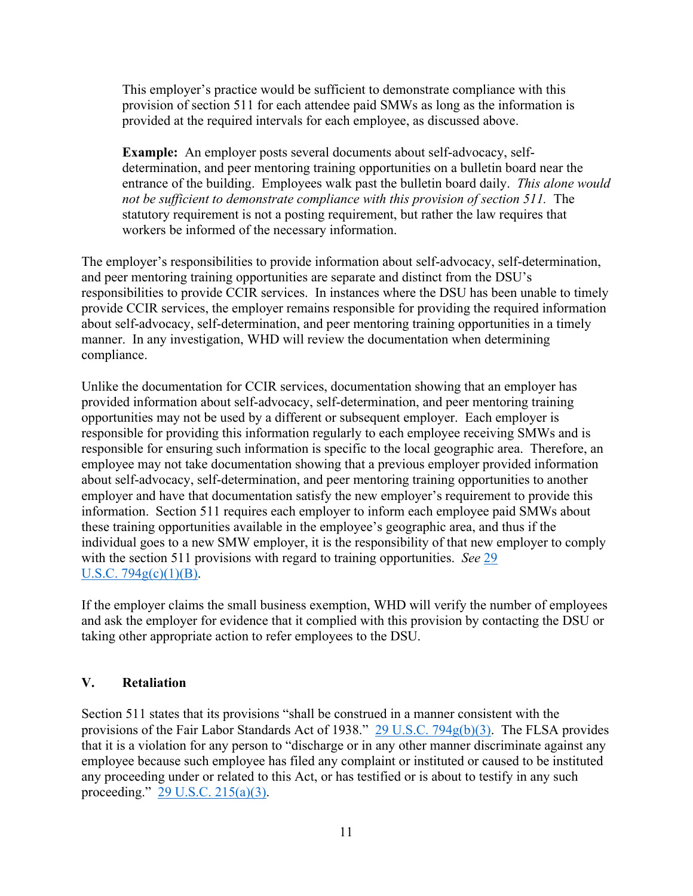This employer's practice would be sufficient to demonstrate compliance with this provision of section 511 for each attendee paid SMWs as long as the information is provided at the required intervals for each employee, as discussed above.

**Example:** An employer posts several documents about self-advocacy, self-determination, and peer mentoring training opportunities on a bulletin board near the entrance of the building. Employees walk past the bulletin board daily. *This alone would not be sufficient to demonstrate compliance with this provision of section 511.* The statutory requirement is not a posting requirement, but rather the law requires that workers be informed of the necessary information.

The employer's responsibilities to provide information about self-advocacy, self-determination, and peer mentoring training opportunities are separate and distinct from the DSU's responsibilities to provide CCIR services. In instances where the DSU has been unable to timely provide CCIR services, the employer remains responsible for providing the required information about self-advocacy, self-determination, and peer mentoring training opportunities in a timely manner. In any investigation, WHD will review the documentation when determining compliance.

Unlike the documentation for CCIR services, documentation showing that an employer has provided information about self-advocacy, self-determination, and peer mentoring training opportunities may not be used by a different or subsequent employer. Each employer is responsible for providing this information regularly to each employee receiving SMWs and is responsible for ensuring such information is specific to the local geographic area. Therefore, an employee may not take documentation showing that a previous employer provided information about self-advocacy, self-determination, and peer mentoring training opportunities to another employer and have that documentation satisfy the new employer's requirement to provide this information. Section 511 requires each employer to inform each employee paid SMWs about these training opportunities available in the employee's geographic area, and thus if the individual goes to a new SMW employer, it is the responsibility of that new employer to comply with the section 511 provisions with regard to training opportunities. *See* 29 U.S.C. 794g(c)(1)(B).

If the employer claims the small business exemption, WHD will verify the number of employees and ask the employer for evidence that it complied with this provision by contacting the DSU or taking other appropriate action to refer employees to the DSU.

## V. Retaliation

Section 511 states that its provisions "shall be construed in a manner consistent with the provisions of the Fair Labor Standards Act of 1938." 29 U.S.C. 794g(b)(3). The FLSA provides that it is a violation for any person to "discharge or in any other manner discriminate against any employee because such employee has filed any complaint or instituted or caused to be instituted any proceeding under or related to this Act, or has testified or is about to testify in any such proceeding." 29 U.S.C. 215(a)(3).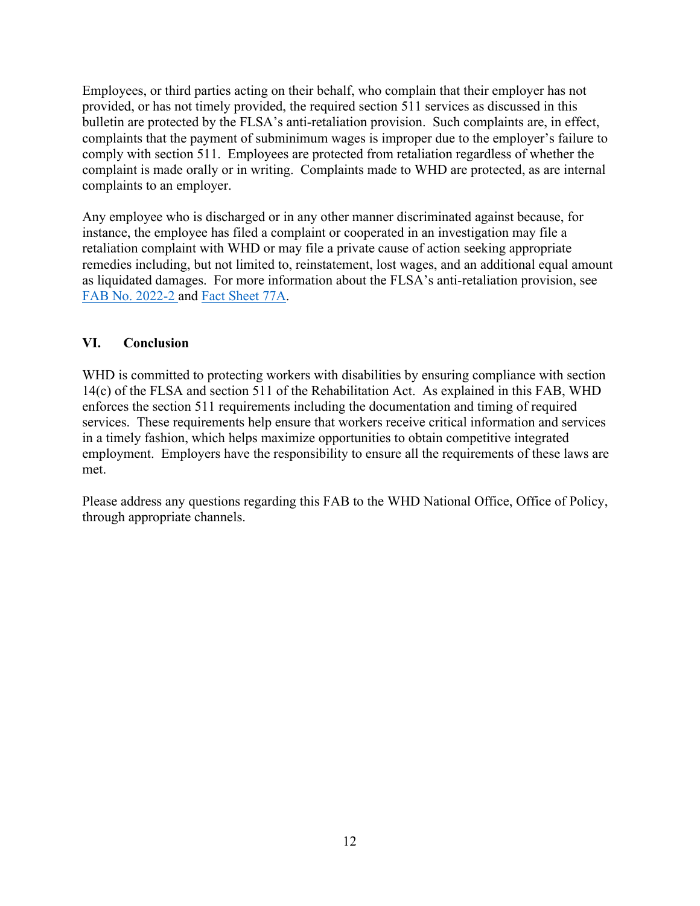Employees, or third parties acting on their behalf, who complain that their employer has not provided, or has not timely provided, the required section 511 services as discussed in this bulletin are protected by the FLSA's anti-retaliation provision. Such complaints are, in effect, complaints that the payment of subminimum wages is improper due to the employer's failure to comply with section 511. Employees are protected from retaliation regardless of whether the complaint is made orally or in writing. Complaints made to WHD are protected, as are internal complaints to an employer.

Any employee who is discharged or in any other manner discriminated against because, for instance, the employee has filed a complaint or cooperated in an investigation may file a retaliation complaint with WHD or may file a private cause of action seeking appropriate remedies including, but not limited to, reinstatement, lost wages, and an additional equal amount as liquidated damages. For more information about the FLSA's anti-retaliation provision, see FAB No. 2022-2 and Fact Sheet 77A.

## VI. Conclusion

WHD is committed to protecting workers with disabilities by ensuring compliance with section 14(c) of the FLSA and section 511 of the Rehabilitation Act. As explained in this FAB, WHD enforces the section 511 requirements including the documentation and timing of required services. These requirements help ensure that workers receive critical information and services in a timely fashion, which helps maximize opportunities to obtain competitive integrated employment. Employers have the responsibility to ensure all the requirements of these laws are met.

Please address any questions regarding this FAB to the WHD National Office, Office of Policy, through appropriate channels.